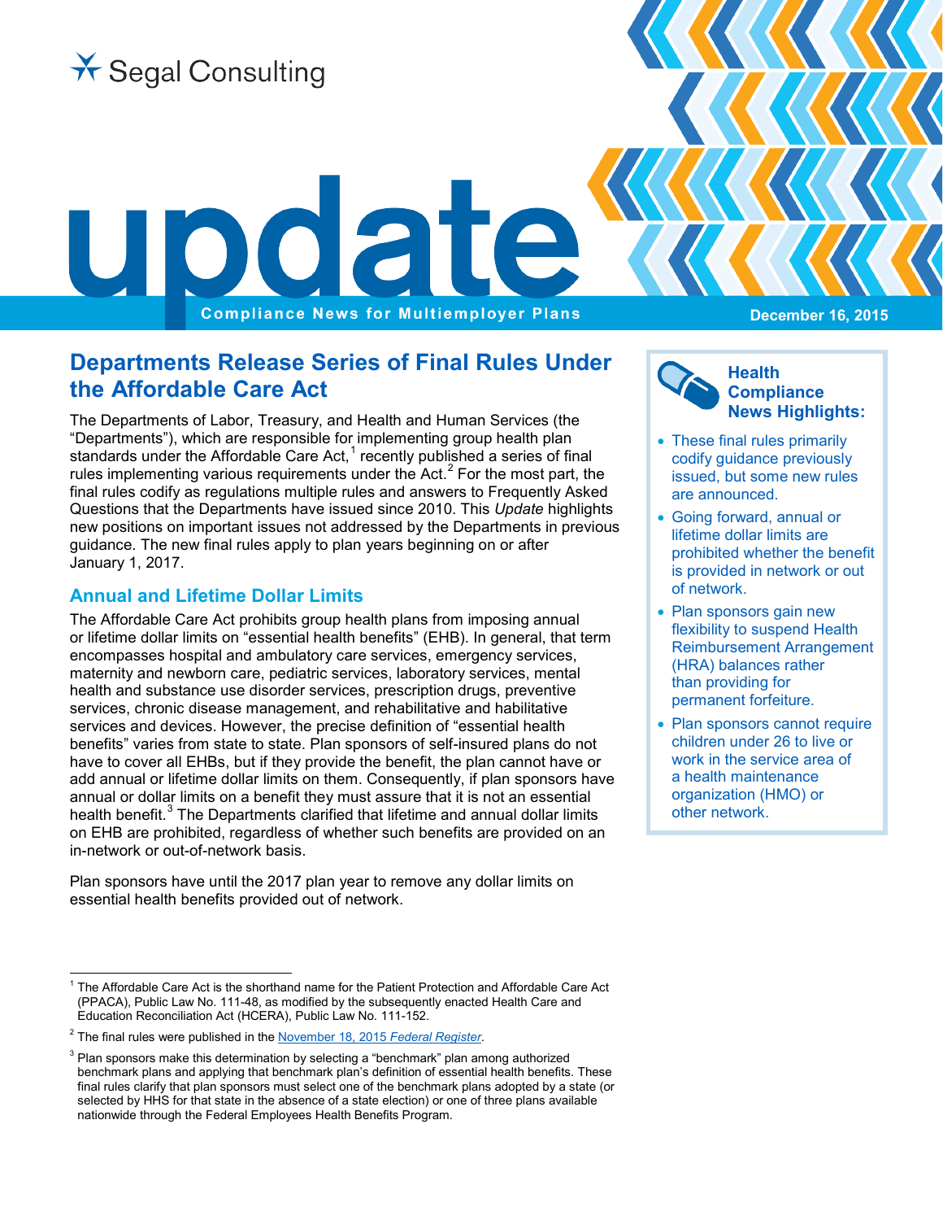Segal Consulting

# update

Compliance News for Multiemployer Plans

December 16, 2015

## Departments Release Series of Final Rules Under the Affordable Care Act

The Departments of Labor, Treasury, and Health and Human Services (the "Departments"), which are responsible for implementing group health plan standards under the Affordable Care Act,[1] recently published a series of final rules implementing various requirements under the Act.[2] For the most part, the final rules codify as regulations multiple rules and answers to Frequently Asked Questions that the Departments have issued since 2010. This *Update* highlights new positions on important issues not addressed by the Departments in previous guidance. The new final rules apply to plan years beginning on or after January 1, 2017.

**Health Compliance News Highlights:**

- These final rules primarily codify guidance previously issued, but some new rules are announced.
- Going forward, annual or lifetime dollar limits are prohibited whether the benefit is provided in network or out of network.
- Plan sponsors gain new flexibility to suspend Health Reimbursement Arrangement (HRA) balances rather than providing for permanent forfeiture.
- Plan sponsors cannot require children under 26 to live or work in the service area of a health maintenance organization (HMO) or other network.

### Annual and Lifetime Dollar Limits

The Affordable Care Act prohibits group health plans from imposing annual or lifetime dollar limits on "essential health benefits" (EHB). In general, that term encompasses hospital and ambulatory care services, emergency services, maternity and newborn care, pediatric services, laboratory services, mental health and substance use disorder services, prescription drugs, preventive services, chronic disease management, and rehabilitative and habilitative services and devices. However, the precise definition of "essential health benefits" varies from state to state. Plan sponsors of self-insured plans do not have to cover all EHBs, but if they provide the benefit, the plan cannot have or add annual or lifetime dollar limits on them. Consequently, if plan sponsors have annual or dollar limits on a benefit they must assure that it is not an essential health benefit.[3] The Departments clarified that lifetime and annual dollar limits on EHB are prohibited, regardless of whether such benefits are provided on an in-network or out-of-network basis.

Plan sponsors have until the 2017 plan year to remove any dollar limits on essential health benefits provided out of network.

---

[1] The Affordable Care Act is the shorthand name for the Patient Protection and Affordable Care Act (PPACA), Public Law No. 111-48, as modified by the subsequently enacted Health Care and Education Reconciliation Act (HCERA), Public Law No. 111-152.

[2] The final rules were published in the November 18, 2015 *Federal Register*.

[3] Plan sponsors make this determination by selecting a "benchmark" plan among authorized benchmark plans and applying that benchmark plan's definition of essential health benefits. These final rules clarify that plan sponsors must select one of the benchmark plans adopted by a state (or selected by HHS for that state in the absence of a state election) or one of three plans available nationwide through the Federal Employees Health Benefits Program.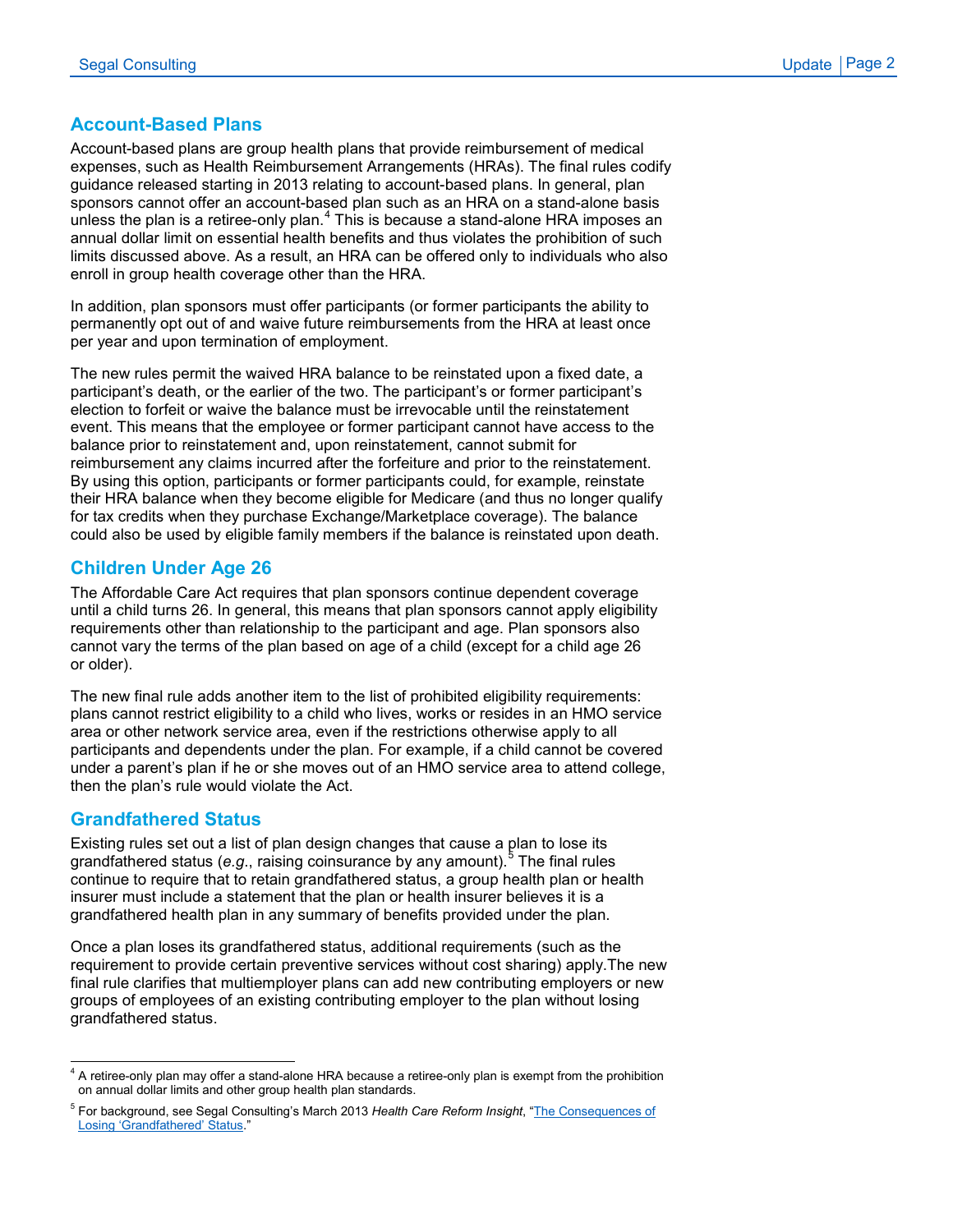## Account-Based Plans

Account-based plans are group health plans that provide reimbursement of medical expenses, such as Health Reimbursement Arrangements (HRAs). The final rules codify guidance released starting in 2013 relating to account-based plans. In general, plan sponsors cannot offer an account-based plan such as an HRA on a stand-alone basis unless the plan is a retiree-only plan.[4] This is because a stand-alone HRA imposes an annual dollar limit on essential health benefits and thus violates the prohibition of such limits discussed above. As a result, an HRA can be offered only to individuals who also enroll in group health coverage other than the HRA.

In addition, plan sponsors must offer participants (or former participants the ability to permanently opt out of and waive future reimbursements from the HRA at least once per year and upon termination of employment.

The new rules permit the waived HRA balance to be reinstated upon a fixed date, a participant's death, or the earlier of the two. The participant's or former participant's election to forfeit or waive the balance must be irrevocable until the reinstatement event. This means that the employee or former participant cannot have access to the balance prior to reinstatement and, upon reinstatement, cannot submit for reimbursement any claims incurred after the forfeiture and prior to the reinstatement. By using this option, participants or former participants could, for example, reinstate their HRA balance when they become eligible for Medicare (and thus no longer qualify for tax credits when they purchase Exchange/Marketplace coverage). The balance could also be used by eligible family members if the balance is reinstated upon death.

## Children Under Age 26

The Affordable Care Act requires that plan sponsors continue dependent coverage until a child turns 26. In general, this means that plan sponsors cannot apply eligibility requirements other than relationship to the participant and age. Plan sponsors also cannot vary the terms of the plan based on age of a child (except for a child age 26 or older).

The new final rule adds another item to the list of prohibited eligibility requirements: plans cannot restrict eligibility to a child who lives, works or resides in an HMO service area or other network service area, even if the restrictions otherwise apply to all participants and dependents under the plan. For example, if a child cannot be covered under a parent's plan if he or she moves out of an HMO service area to attend college, then the plan's rule would violate the Act.

## Grandfathered Status

Existing rules set out a list of plan design changes that cause a plan to lose its grandfathered status (*e.g.*, raising coinsurance by any amount).[5] The final rules continue to require that to retain grandfathered status, a group health plan or health insurer must include a statement that the plan or health insurer believes it is a grandfathered health plan in any summary of benefits provided under the plan.

Once a plan loses its grandfathered status, additional requirements (such as the requirement to provide certain preventive services without cost sharing) apply.The new final rule clarifies that multiemployer plans can add new contributing employers or new groups of employees of an existing contributing employer to the plan without losing grandfathered status.

---

[4] A retiree-only plan may offer a stand-alone HRA because a retiree-only plan is exempt from the prohibition on annual dollar limits and other group health plan standards.

[5] For background, see Segal Consulting's March 2013 *Health Care Reform Insight*, "The Consequences of Losing 'Grandfathered' Status."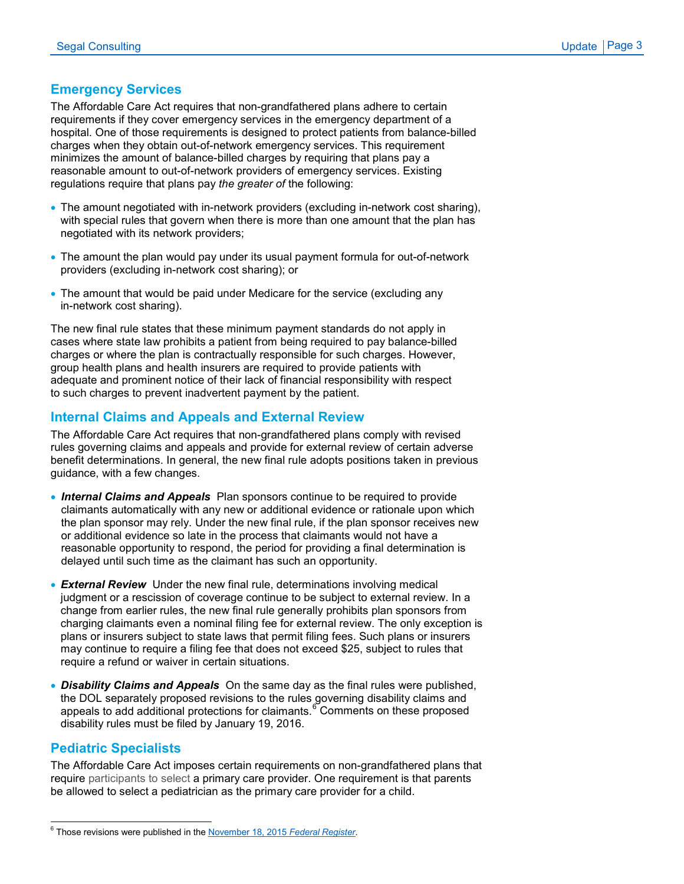## Emergency Services

The Affordable Care Act requires that non-grandfathered plans adhere to certain requirements if they cover emergency services in the emergency department of a hospital. One of those requirements is designed to protect patients from balance-billed charges when they obtain out-of-network emergency services. This requirement minimizes the amount of balance-billed charges by requiring that plans pay a reasonable amount to out-of-network providers of emergency services. Existing regulations require that plans pay *the greater of* the following:

- The amount negotiated with in-network providers (excluding in-network cost sharing), with special rules that govern when there is more than one amount that the plan has negotiated with its network providers;
- The amount the plan would pay under its usual payment formula for out-of-network providers (excluding in-network cost sharing); or
- The amount that would be paid under Medicare for the service (excluding any in-network cost sharing).

The new final rule states that these minimum payment standards do not apply in cases where state law prohibits a patient from being required to pay balance-billed charges or where the plan is contractually responsible for such charges. However, group health plans and health insurers are required to provide patients with adequate and prominent notice of their lack of financial responsibility with respect to such charges to prevent inadvertent payment by the patient.

## Internal Claims and Appeals and External Review

The Affordable Care Act requires that non-grandfathered plans comply with revised rules governing claims and appeals and provide for external review of certain adverse benefit determinations. In general, the new final rule adopts positions taken in previous guidance, with a few changes.

- ***Internal Claims and Appeals*** Plan sponsors continue to be required to provide claimants automatically with any new or additional evidence or rationale upon which the plan sponsor may rely. Under the new final rule, if the plan sponsor receives new or additional evidence so late in the process that claimants would not have a reasonable opportunity to respond, the period for providing a final determination is delayed until such time as the claimant has such an opportunity.
- ***External Review*** Under the new final rule, determinations involving medical judgment or a rescission of coverage continue to be subject to external review. In a change from earlier rules, the new final rule generally prohibits plan sponsors from charging claimants even a nominal filing fee for external review. The only exception is plans or insurers subject to state laws that permit filing fees. Such plans or insurers may continue to require a filing fee that does not exceed $25, subject to rules that require a refund or waiver in certain situations.
- ***Disability Claims and Appeals*** On the same day as the final rules were published, the DOL separately proposed revisions to the rules governing disability claims and appeals to add additional protections for claimants.[6] Comments on these proposed disability rules must be filed by January 19, 2016.

## Pediatric Specialists

The Affordable Care Act imposes certain requirements on non-grandfathered plans that require participants to select a primary care provider. One requirement is that parents be allowed to select a pediatrician as the primary care provider for a child.

---

[6] Those revisions were published in the November 18, 2015 *Federal Register*.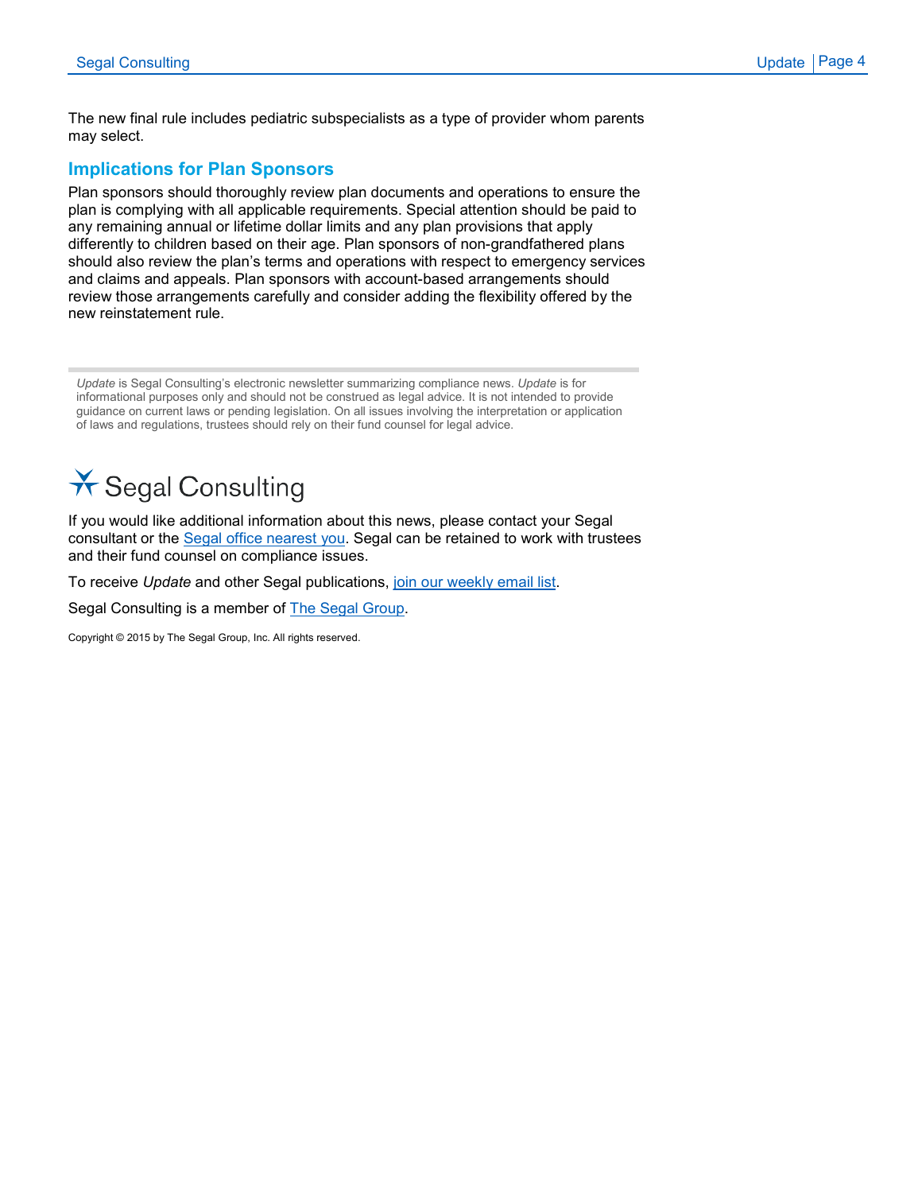The new final rule includes pediatric subspecialists as a type of provider whom parents may select.

## Implications for Plan Sponsors

Plan sponsors should thoroughly review plan documents and operations to ensure the plan is complying with all applicable requirements. Special attention should be paid to any remaining annual or lifetime dollar limits and any plan provisions that apply differently to children based on their age. Plan sponsors of non-grandfathered plans should also review the plan's terms and operations with respect to emergency services and claims and appeals. Plan sponsors with account-based arrangements should review those arrangements carefully and consider adding the flexibility offered by the new reinstatement rule.

---

*Update* is Segal Consulting's electronic newsletter summarizing compliance news. *Update* is for informational purposes only and should not be construed as legal advice. It is not intended to provide guidance on current laws or pending legislation. On all issues involving the interpretation or application of laws and regulations, trustees should rely on their fund counsel for legal advice.

Segal Consulting

If you would like additional information about this news, please contact your Segal consultant or the Segal office nearest you. Segal can be retained to work with trustees and their fund counsel on compliance issues.

To receive *Update* and other Segal publications, join our weekly email list.

Segal Consulting is a member of The Segal Group.

Copyright © 2015 by The Segal Group, Inc. All rights reserved.